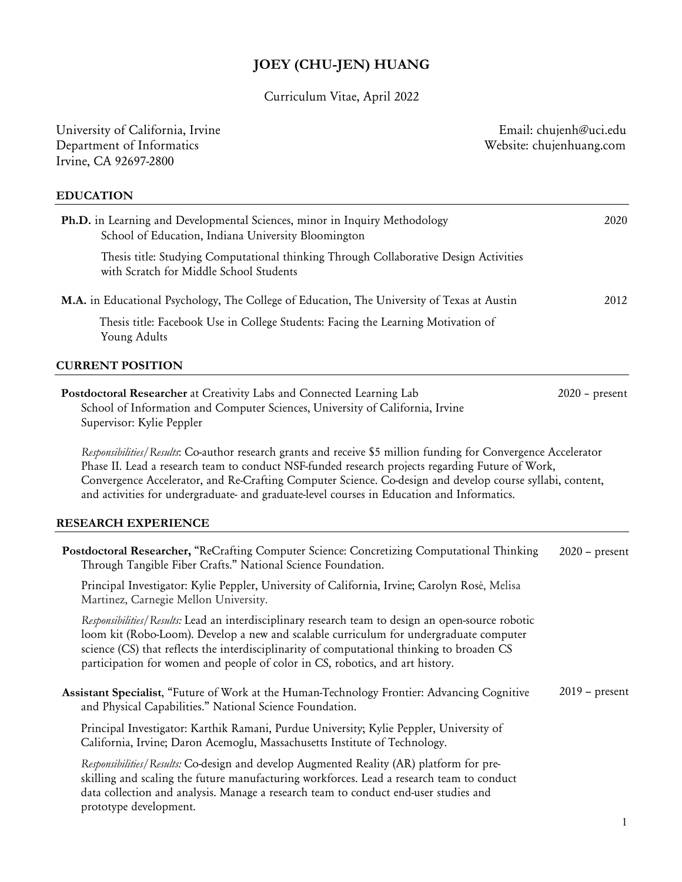# JOEY (CHU-JEN) HUANG

Curriculum Vitae, April 2022

University of California, Irvine
Department of Informatics
Irvine, CA 92697-2800

Email: chujenh@uci.edu
Website: chujenhuang.com

## EDUCATION

**Ph.D.** in Learning and Developmental Sciences, minor in Inquiry Methodology — 2020
School of Education, Indiana University Bloomington

Thesis title: Studying Computational thinking Through Collaborative Design Activities with Scratch for Middle School Students

**M.A.** in Educational Psychology, The College of Education, The University of Texas at Austin — 2012

Thesis title: Facebook Use in College Students: Facing the Learning Motivation of Young Adults

## CURRENT POSITION

**Postdoctoral Researcher** at Creativity Labs and Connected Learning Lab — 2020 – present
School of Information and Computer Sciences, University of California, Irvine
Supervisor: Kylie Peppler

*Responsibilities/Results*: Co-author research grants and receive $5 million funding for Convergence Accelerator Phase II. Lead a research team to conduct NSF-funded research projects regarding Future of Work, Convergence Accelerator, and Re-Crafting Computer Science. Co-design and develop course syllabi, content, and activities for undergraduate- and graduate-level courses in Education and Informatics.

## RESEARCH EXPERIENCE

**Postdoctoral Researcher,** "ReCrafting Computer Science: Concretizing Computational Thinking Through Tangible Fiber Crafts." National Science Foundation. — 2020 – present

Principal Investigator: Kylie Peppler, University of California, Irvine; Carolyn Rosé, Melisa Martinez, Carnegie Mellon University.

*Responsibilities/Results:* Lead an interdisciplinary research team to design an open-source robotic loom kit (Robo-Loom). Develop a new and scalable curriculum for undergraduate computer science (CS) that reflects the interdisciplinarity of computational thinking to broaden CS participation for women and people of color in CS, robotics, and art history.

**Assistant Specialist**, "Future of Work at the Human-Technology Frontier: Advancing Cognitive and Physical Capabilities." National Science Foundation. — 2019 – present

Principal Investigator: Karthik Ramani, Purdue University; Kylie Peppler, University of California, Irvine; Daron Acemoglu, Massachusetts Institute of Technology.

*Responsibilities/Results:* Co-design and develop Augmented Reality (AR) platform for pre-skilling and scaling the future manufacturing workforces. Lead a research team to conduct data collection and analysis. Manage a research team to conduct end-user studies and prototype development.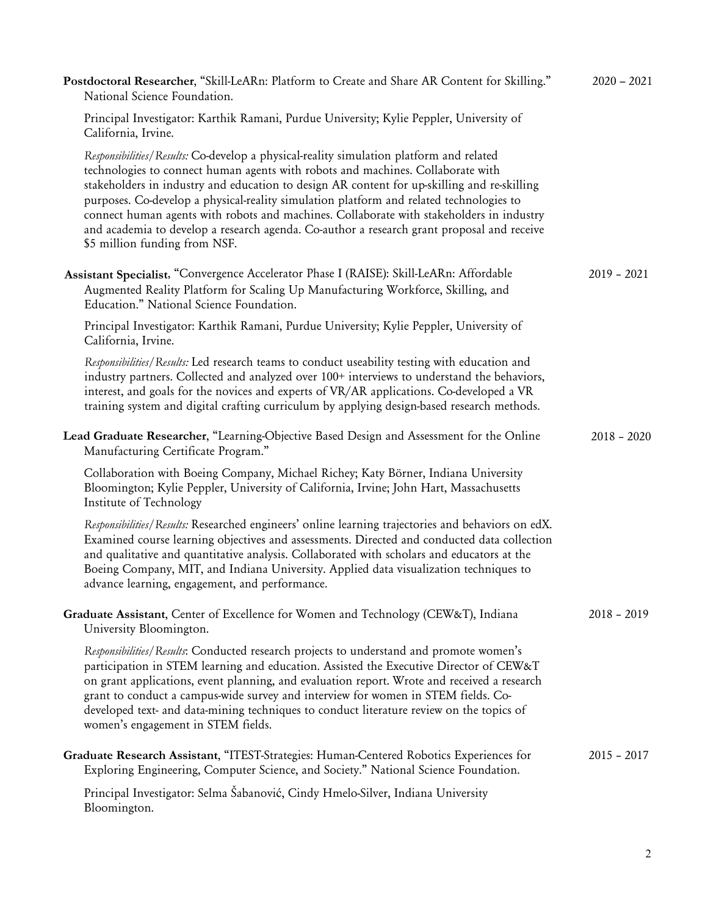**Postdoctoral Researcher**, "Skill-LeARn: Platform to Create and Share AR Content for Skilling." National Science Foundation. 2020 – 2021

Principal Investigator: Karthik Ramani, Purdue University; Kylie Peppler, University of California, Irvine.

*Responsibilities/Results:* Co-develop a physical-reality simulation platform and related technologies to connect human agents with robots and machines. Collaborate with stakeholders in industry and education to design AR content for up-skilling and re-skilling purposes. Co-develop a physical-reality simulation platform and related technologies to connect human agents with robots and machines. Collaborate with stakeholders in industry and academia to develop a research agenda. Co-author a research grant proposal and receive $5 million funding from NSF.

**Assistant Specialist**, "Convergence Accelerator Phase I (RAISE): Skill-LeARn: Affordable Augmented Reality Platform for Scaling Up Manufacturing Workforce, Skilling, and Education." National Science Foundation. 2019 – 2021

Principal Investigator: Karthik Ramani, Purdue University; Kylie Peppler, University of California, Irvine.

*Responsibilities/Results:* Led research teams to conduct useability testing with education and industry partners. Collected and analyzed over 100+ interviews to understand the behaviors, interest, and goals for the novices and experts of VR/AR applications. Co-developed a VR training system and digital crafting curriculum by applying design-based research methods.

**Lead Graduate Researcher**, "Learning-Objective Based Design and Assessment for the Online Manufacturing Certificate Program." 2018 – 2020

Collaboration with Boeing Company, Michael Richey; Katy Börner, Indiana University Bloomington; Kylie Peppler, University of California, Irvine; John Hart, Massachusetts Institute of Technology

*Responsibilities/Results:* Researched engineers' online learning trajectories and behaviors on edX. Examined course learning objectives and assessments. Directed and conducted data collection and qualitative and quantitative analysis. Collaborated with scholars and educators at the Boeing Company, MIT, and Indiana University. Applied data visualization techniques to advance learning, engagement, and performance.

**Graduate Assistant**, Center of Excellence for Women and Technology (CEW&T), Indiana University Bloomington. 2018 – 2019

*Responsibilities/Results*: Conducted research projects to understand and promote women's participation in STEM learning and education. Assisted the Executive Director of CEW&T on grant applications, event planning, and evaluation report. Wrote and received a research grant to conduct a campus-wide survey and interview for women in STEM fields. Co-developed text- and data-mining techniques to conduct literature review on the topics of women's engagement in STEM fields.

**Graduate Research Assistant**, "ITEST-Strategies: Human-Centered Robotics Experiences for Exploring Engineering, Computer Science, and Society." National Science Foundation. 2015 – 2017

Principal Investigator: Selma Šabanović, Cindy Hmelo-Silver, Indiana University Bloomington.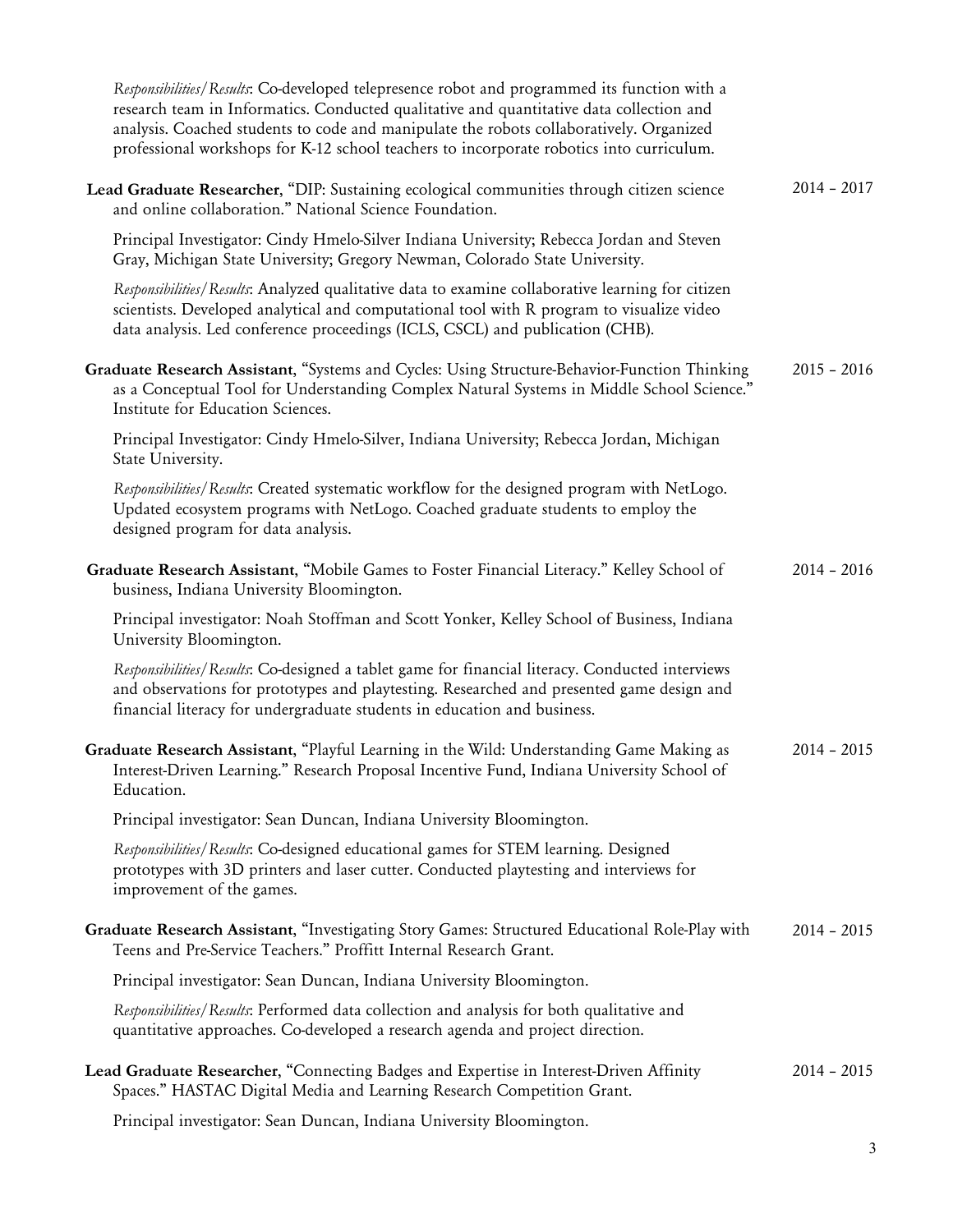*Responsibilities/Results*: Co-developed telepresence robot and programmed its function with a research team in Informatics. Conducted qualitative and quantitative data collection and analysis. Coached students to code and manipulate the robots collaboratively. Organized professional workshops for K-12 school teachers to incorporate robotics into curriculum.

**Lead Graduate Researcher**, "DIP: Sustaining ecological communities through citizen science and online collaboration." National Science Foundation. 2014 – 2017

Principal Investigator: Cindy Hmelo-Silver Indiana University; Rebecca Jordan and Steven Gray, Michigan State University; Gregory Newman, Colorado State University.

*Responsibilities/Results*: Analyzed qualitative data to examine collaborative learning for citizen scientists. Developed analytical and computational tool with R program to visualize video data analysis. Led conference proceedings (ICLS, CSCL) and publication (CHB).

**Graduate Research Assistant**, "Systems and Cycles: Using Structure-Behavior-Function Thinking as a Conceptual Tool for Understanding Complex Natural Systems in Middle School Science." Institute for Education Sciences. 2015 – 2016

Principal Investigator: Cindy Hmelo-Silver, Indiana University; Rebecca Jordan, Michigan State University.

*Responsibilities/Results*: Created systematic workflow for the designed program with NetLogo. Updated ecosystem programs with NetLogo. Coached graduate students to employ the designed program for data analysis.

**Graduate Research Assistant**, "Mobile Games to Foster Financial Literacy." Kelley School of business, Indiana University Bloomington. 2014 – 2016

Principal investigator: Noah Stoffman and Scott Yonker, Kelley School of Business, Indiana University Bloomington.

*Responsibilities/Results*: Co-designed a tablet game for financial literacy. Conducted interviews and observations for prototypes and playtesting. Researched and presented game design and financial literacy for undergraduate students in education and business.

**Graduate Research Assistant**, "Playful Learning in the Wild: Understanding Game Making as Interest-Driven Learning." Research Proposal Incentive Fund, Indiana University School of Education. 2014 – 2015

Principal investigator: Sean Duncan, Indiana University Bloomington.

*Responsibilities/Results*: Co-designed educational games for STEM learning. Designed prototypes with 3D printers and laser cutter. Conducted playtesting and interviews for improvement of the games.

**Graduate Research Assistant**, "Investigating Story Games: Structured Educational Role-Play with Teens and Pre-Service Teachers." Proffitt Internal Research Grant. 2014 – 2015

Principal investigator: Sean Duncan, Indiana University Bloomington.

*Responsibilities/Results*: Performed data collection and analysis for both qualitative and quantitative approaches. Co-developed a research agenda and project direction.

**Lead Graduate Researcher**, "Connecting Badges and Expertise in Interest-Driven Affinity Spaces." HASTAC Digital Media and Learning Research Competition Grant. 2014 – 2015

Principal investigator: Sean Duncan, Indiana University Bloomington.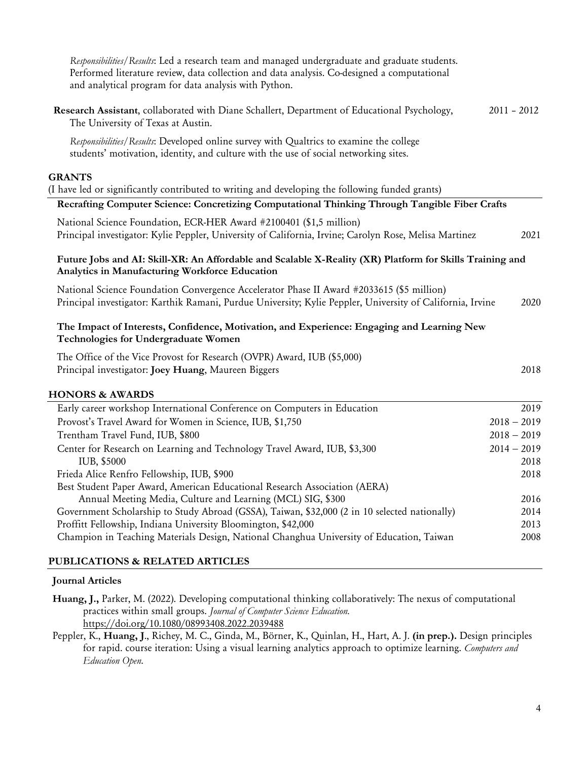*Responsibilities/Results*: Led a research team and managed undergraduate and graduate students. Performed literature review, data collection and data analysis. Co-designed a computational and analytical program for data analysis with Python.

**Research Assistant**, collaborated with Diane Schallert, Department of Educational Psychology, The University of Texas at Austin. 2011 – 2012

*Responsibilities/Results*: Developed online survey with Qualtrics to examine the college students' motivation, identity, and culture with the use of social networking sites.

## GRANTS

(I have led or significantly contributed to writing and developing the following funded grants)

**Recrafting Computer Science: Concretizing Computational Thinking Through Tangible Fiber Crafts**

National Science Foundation, ECR-HER Award #2100401 ($1,5 million)
Principal investigator: Kylie Peppler, University of California, Irvine; Carolyn Rose, Melisa Martinez 2021

**Future Jobs and AI: Skill-XR: An Affordable and Scalable X-Reality (XR) Platform for Skills Training and Analytics in Manufacturing Workforce Education**

National Science Foundation Convergence Accelerator Phase II Award #2033615 ($5 million)
Principal investigator: Karthik Ramani, Purdue University; Kylie Peppler, University of California, Irvine 2020

**The Impact of Interests, Confidence, Motivation, and Experience: Engaging and Learning New Technologies for Undergraduate Women**

The Office of the Vice Provost for Research (OVPR) Award, IUB ($5,000)
Principal investigator: **Joey Huang**, Maureen Biggers 2018

## HONORS & AWARDS

| | |
|---|---|
| Early career workshop International Conference on Computers in Education | 2019 |
| Provost's Travel Award for Women in Science, IUB, $1,750 | 2018 – 2019 |
| Trentham Travel Fund, IUB, $800 | 2018 – 2019 |
| Center for Research on Learning and Technology Travel Award, IUB, $3,300 | 2014 – 2019 |
| IUB, $5000 | 2018 |
| Frieda Alice Renfro Fellowship, IUB, $900 | 2018 |
| Best Student Paper Award, American Educational Research Association (AERA) Annual Meeting Media, Culture and Learning (MCL) SIG, $300 | 2016 |
| Government Scholarship to Study Abroad (GSSA), Taiwan, $32,000 (2 in 10 selected nationally) | 2014 |
| Proffitt Fellowship, Indiana University Bloomington, $42,000 | 2013 |
| Champion in Teaching Materials Design, National Changhua University of Education, Taiwan | 2008 |

## PUBLICATIONS & RELATED ARTICLES

### Journal Articles

**Huang, J.,** Parker, M. (2022). Developing computational thinking collaboratively: The nexus of computational practices within small groups. *Journal of Computer Science Education.* https://doi.org/10.1080/08993408.2022.2039488

Peppler, K., **Huang, J**., Richey, M. C., Ginda, M., Börner, K., Quinlan, H., Hart, A. J. **(in prep.).** Design principles for rapid. course iteration: Using a visual learning analytics approach to optimize learning. *Computers and Education Open*.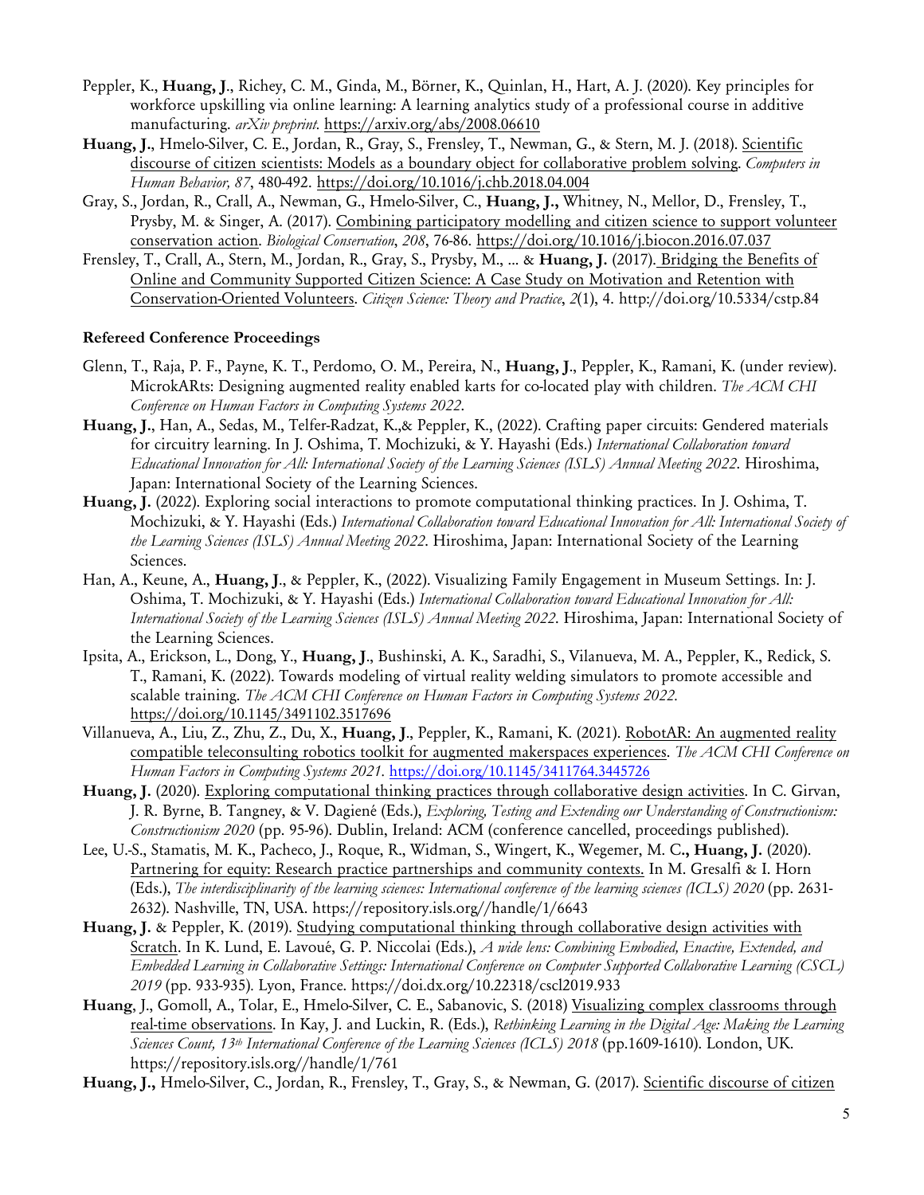Peppler, K., **Huang, J**., Richey, C. M., Ginda, M., Börner, K., Quinlan, H., Hart, A. J. (2020). Key principles for workforce upskilling via online learning: A learning analytics study of a professional course in additive manufacturing. *arXiv preprint.* https://arxiv.org/abs/2008.06610

**Huang, J**., Hmelo-Silver, C. E., Jordan, R., Gray, S., Frensley, T., Newman, G., & Stern, M. J. (2018). Scientific discourse of citizen scientists: Models as a boundary object for collaborative problem solving. *Computers in Human Behavior, 87*, 480-492. https://doi.org/10.1016/j.chb.2018.04.004

Gray, S., Jordan, R., Crall, A., Newman, G., Hmelo-Silver, C., **Huang, J.,** Whitney, N., Mellor, D., Frensley, T., Prysby, M. & Singer, A. (2017). Combining participatory modelling and citizen science to support volunteer conservation action. *Biological Conservation*, *208*, 76-86. https://doi.org/10.1016/j.biocon.2016.07.037

Frensley, T., Crall, A., Stern, M., Jordan, R., Gray, S., Prysby, M., ... & **Huang, J.** (2017). Bridging the Benefits of Online and Community Supported Citizen Science: A Case Study on Motivation and Retention with Conservation-Oriented Volunteers. *Citizen Science: Theory and Practice*, *2*(1), 4. http://doi.org/10.5334/cstp.84

**Refereed Conference Proceedings**

Glenn, T., Raja, P. F., Payne, K. T., Perdomo, O. M., Pereira, N., **Huang, J**., Peppler, K., Ramani, K. (under review). MicrokARts: Designing augmented reality enabled karts for co-located play with children. *The ACM CHI Conference on Human Factors in Computing Systems 2022*.

**Huang, J.**, Han, A., Sedas, M., Telfer-Radzat, K.,& Peppler, K., (2022). Crafting paper circuits: Gendered materials for circuitry learning. In J. Oshima, T. Mochizuki, & Y. Hayashi (Eds.) *International Collaboration toward Educational Innovation for All: International Society of the Learning Sciences (ISLS) Annual Meeting 2022*. Hiroshima, Japan: International Society of the Learning Sciences.

**Huang, J.** (2022). Exploring social interactions to promote computational thinking practices. In J. Oshima, T. Mochizuki, & Y. Hayashi (Eds.) *International Collaboration toward Educational Innovation for All: International Society of the Learning Sciences (ISLS) Annual Meeting 2022*. Hiroshima, Japan: International Society of the Learning Sciences.

Han, A., Keune, A., **Huang, J**., & Peppler, K., (2022). Visualizing Family Engagement in Museum Settings. In: J. Oshima, T. Mochizuki, & Y. Hayashi (Eds.) *International Collaboration toward Educational Innovation for All: International Society of the Learning Sciences (ISLS) Annual Meeting 2022*. Hiroshima, Japan: International Society of the Learning Sciences.

Ipsita, A., Erickson, L., Dong, Y., **Huang, J**., Bushinski, A. K., Saradhi, S., Vilanueva, M. A., Peppler, K., Redick, S. T., Ramani, K. (2022). Towards modeling of virtual reality welding simulators to promote accessible and scalable training. *The ACM CHI Conference on Human Factors in Computing Systems 2022*. https://doi.org/10.1145/3491102.3517696

Villanueva, A., Liu, Z., Zhu, Z., Du, X., **Huang, J**., Peppler, K., Ramani, K. (2021). RobotAR: An augmented reality compatible teleconsulting robotics toolkit for augmented makerspaces experiences. *The ACM CHI Conference on Human Factors in Computing Systems 2021*. https://doi.org/10.1145/3411764.3445726

**Huang, J.** (2020). Exploring computational thinking practices through collaborative design activities. In C. Girvan, J. R. Byrne, B. Tangney, & V. Dagienė (Eds.), *Exploring, Testing and Extending our Understanding of Constructionism: Constructionism 2020* (pp. 95-96). Dublin, Ireland: ACM (conference cancelled, proceedings published).

Lee, U.-S., Stamatis, M. K., Pacheco, J., Roque, R., Widman, S., Wingert, K., Wegemer, M. C**., Huang, J.** (2020). Partnering for equity: Research practice partnerships and community contexts. In M. Gresalfi & I. Horn (Eds.), *The interdisciplinarity of the learning sciences: International conference of the learning sciences (ICLS) 2020* (pp. 2631-2632). Nashville, TN, USA. https://repository.isls.org//handle/1/6643

**Huang, J.** & Peppler, K. (2019). Studying computational thinking through collaborative design activities with Scratch. In K. Lund, E. Lavoué, G. P. Niccolai (Eds.), *A wide lens: Combining Embodied, Enactive, Extended, and Embedded Learning in Collaborative Settings: International Conference on Computer Supported Collaborative Learning (CSCL) 2019* (pp. 933-935). Lyon, France. https://doi.dx.org/10.22318/cscl2019.933

**Huang**, J., Gomoll, A., Tolar, E., Hmelo-Silver, C. E., Sabanovic, S. (2018) Visualizing complex classrooms through real-time observations. In Kay, J. and Luckin, R. (Eds.), *Rethinking Learning in the Digital Age: Making the Learning Sciences Count, 13th International Conference of the Learning Sciences (ICLS) 2018* (pp.1609-1610). London, UK. https://repository.isls.org//handle/1/761

**Huang, J.,** Hmelo-Silver, C., Jordan, R., Frensley, T., Gray, S., & Newman, G. (2017). Scientific discourse of citizen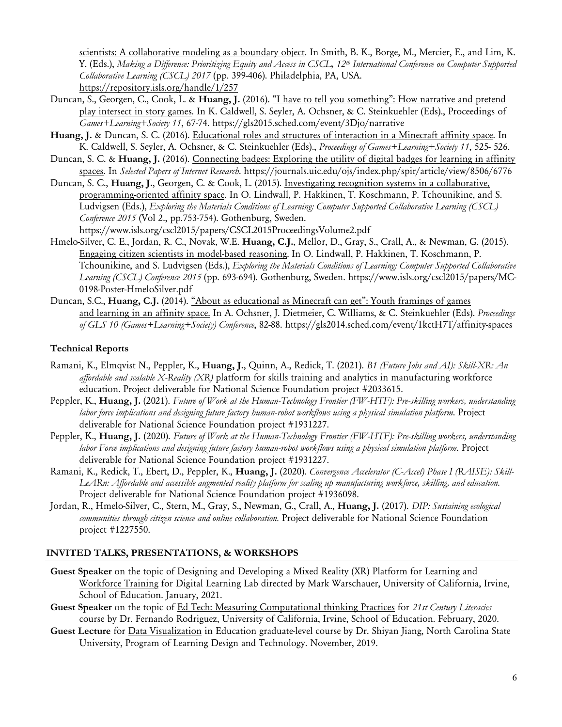scientists: A collaborative modeling as a boundary object. In Smith, B. K., Borge, M., Mercier, E., and Lim, K. Y. (Eds.), *Making a Difference: Prioritizing Equity and Access in CSCL, 12th International Conference on Computer Supported Collaborative Learning (CSCL) 2017* (pp. 399-406). Philadelphia, PA, USA. https://repository.isls.org/handle/1/257

- Duncan, S., Georgen, C., Cook, L. & **Huang, J.** (2016). "I have to tell you something": How narrative and pretend play intersect in story games. In K. Caldwell, S. Seyler, A. Ochsner, & C. Steinkuehler (Eds)., Proceedings of *Games+Learning+Society 11*, 67-74. https://gls2015.sched.com/event/3Djo/narrative
- **Huang, J.** & Duncan, S. C. (2016). Educational roles and structures of interaction in a Minecraft affinity space. In K. Caldwell, S. Seyler, A. Ochsner, & C. Steinkuehler (Eds)., *Proceedings of Games+Learning+Society 11*, 525- 526.
- Duncan, S. C. & **Huang, J.** (2016). Connecting badges: Exploring the utility of digital badges for learning in affinity spaces. In *Selected Papers of Internet Research*. https://journals.uic.edu/ojs/index.php/spir/article/view/8506/6776
- Duncan, S. C., **Huang, J.**, Georgen, C. & Cook, L. (2015). Investigating recognition systems in a collaborative, programming-oriented affinity space. In O. Lindwall, P. Hakkinen, T. Koschmann, P. Tchounikine, and S. Ludvigsen (Eds.), *Exploring the Materials Conditions of Learning: Computer Supported Collaborative Learning (CSCL) Conference 2015* (Vol 2., pp.753-754). Gothenburg, Sweden. https://www.isls.org/cscl2015/papers/CSCL2015ProceedingsVolume2.pdf
- Hmelo-Silver, C. E., Jordan, R. C., Novak, W.E. **Huang, C.J.**, Mellor, D., Gray, S., Crall, A., & Newman, G. (2015). Engaging citizen scientists in model-based reasoning. In O. Lindwall, P. Hakkinen, T. Koschmann, P. Tchounikine, and S. Ludvigsen (Eds.), *Exploring the Materials Conditions of Learning: Computer Supported Collaborative Learning (CSCL) Conference 2015* (pp. 693-694). Gothenburg, Sweden. https://www.isls.org/cscl2015/papers/MC-0198-Poster-HmeloSilver.pdf
- Duncan, S.C., **Huang, C.J.** (2014). "About as educational as Minecraft can get": Youth framings of games and learning in an affinity space. In A. Ochsner, J. Dietmeier, C. Williams, & C. Steinkuehler (Eds). *Proceedings of GLS 10 (Games+Learning+Society) Conference*, 82-88. https://gls2014.sched.com/event/1kctH7T/affinity-spaces

### Technical Reports

- Ramani, K., Elmqvist N., Peppler, K., **Huang, J.**, Quinn, A., Redick, T. (2021). *B1 (Future Jobs and AI): Skill-XR: An affordable and scalable X-Reality (XR)* platform for skills training and analytics in manufacturing workforce education. Project deliverable for National Science Foundation project #2033615.
- Peppler, K., **Huang, J.** (2021). *Future of Work at the Human-Technology Frontier (FW-HTF): Pre-skilling workers, understanding labor force implications and designing future factory human-robot workflows using a physical simulation platform*. Project deliverable for National Science Foundation project #1931227.
- Peppler, K., **Huang, J.** (2020). *Future of Work at the Human-Technology Frontier (FW-HTF): Pre-skilling workers, understanding labor Force implications and designing future factory human-robot workflows using a physical simulation platform*. Project deliverable for National Science Foundation project #1931227.
- Ramani, K., Redick, T., Ebert, D., Peppler, K., **Huang, J.** (2020). *Convergence Accelerator (C-Accel) Phase I (RAISE): Skill-LeARn: Affordable and accessible augmented reality platform for scaling up manufacturing workforce, skilling, and education.* Project deliverable for National Science Foundation project #1936098.
- Jordan, R., Hmelo-Silver, C., Stern, M., Gray, S., Newman, G., Crall, A., **Huang, J.** (2017). *DIP: Sustaining ecological communities through citizen science and online collaboration.* Project deliverable for National Science Foundation project #1227550.

## INVITED TALKS, PRESENTATIONS, & WORKSHOPS

- **Guest Speaker** on the topic of Designing and Developing a Mixed Reality (XR) Platform for Learning and Workforce Training for Digital Learning Lab directed by Mark Warschauer, University of California, Irvine, School of Education. January, 2021.
- **Guest Speaker** on the topic of Ed Tech: Measuring Computational thinking Practices for *21st Century Literacies* course by Dr. Fernando Rodriguez, University of California, Irvine, School of Education. February, 2020.
- **Guest Lecture** for Data Visualization in Education graduate-level course by Dr. Shiyan Jiang, North Carolina State University, Program of Learning Design and Technology. November, 2019.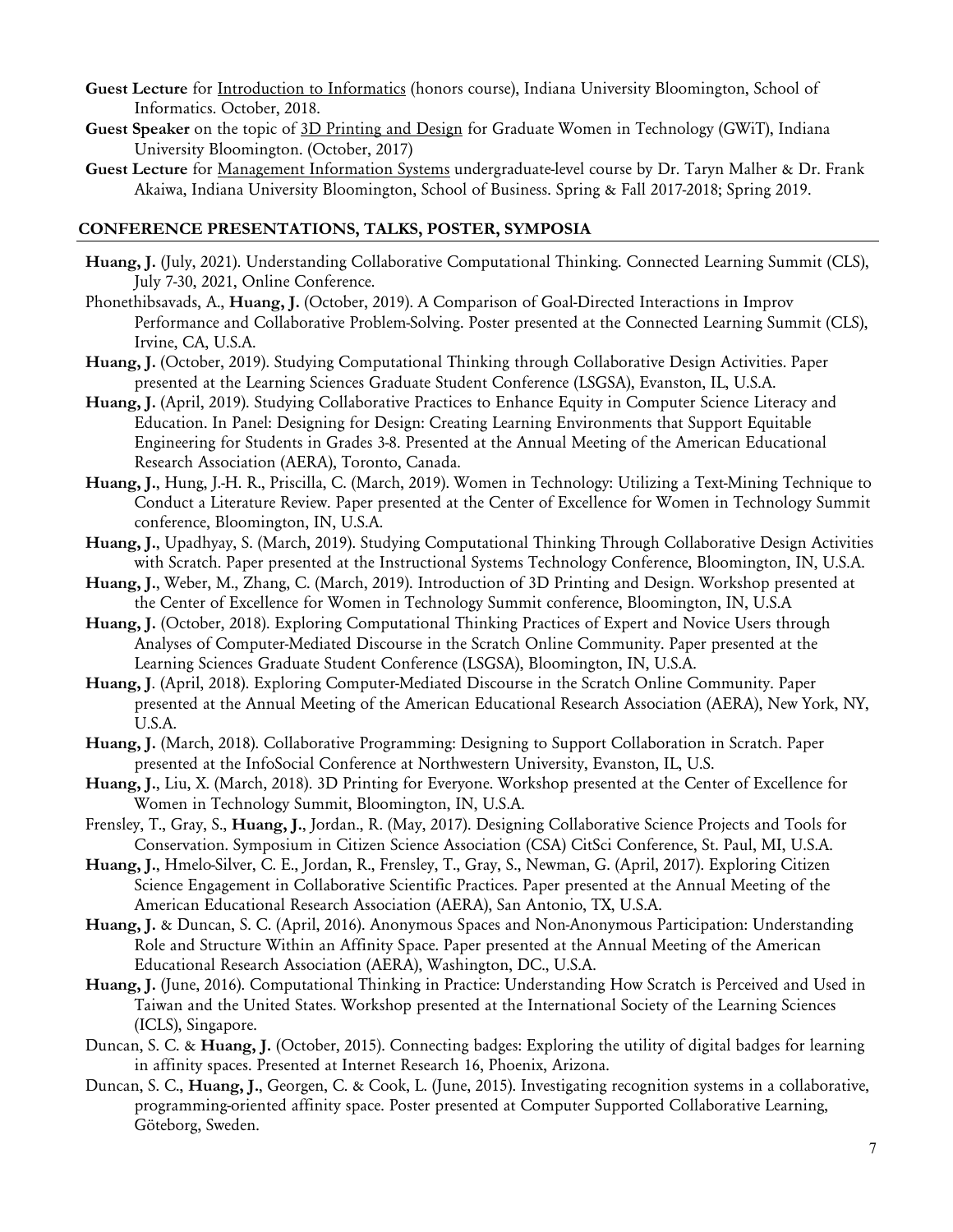**Guest Lecture** for Introduction to Informatics (honors course), Indiana University Bloomington, School of Informatics. October, 2018.

**Guest Speaker** on the topic of 3D Printing and Design for Graduate Women in Technology (GWiT), Indiana University Bloomington. (October, 2017)

**Guest Lecture** for Management Information Systems undergraduate-level course by Dr. Taryn Malher & Dr. Frank Akaiwa, Indiana University Bloomington, School of Business. Spring & Fall 2017-2018; Spring 2019.

## CONFERENCE PRESENTATIONS, TALKS, POSTER, SYMPOSIA

**Huang, J.** (July, 2021). Understanding Collaborative Computational Thinking. Connected Learning Summit (CLS), July 7-30, 2021, Online Conference.

Phonethibsavads, A., **Huang, J.** (October, 2019). A Comparison of Goal-Directed Interactions in Improv Performance and Collaborative Problem-Solving. Poster presented at the Connected Learning Summit (CLS), Irvine, CA, U.S.A.

**Huang, J.** (October, 2019). Studying Computational Thinking through Collaborative Design Activities. Paper presented at the Learning Sciences Graduate Student Conference (LSGSA), Evanston, IL, U.S.A.

**Huang, J.** (April, 2019). Studying Collaborative Practices to Enhance Equity in Computer Science Literacy and Education. In Panel: Designing for Design: Creating Learning Environments that Support Equitable Engineering for Students in Grades 3-8. Presented at the Annual Meeting of the American Educational Research Association (AERA), Toronto, Canada.

**Huang, J.**, Hung, J.-H. R., Priscilla, C. (March, 2019). Women in Technology: Utilizing a Text-Mining Technique to Conduct a Literature Review. Paper presented at the Center of Excellence for Women in Technology Summit conference, Bloomington, IN, U.S.A.

**Huang, J.**, Upadhyay, S. (March, 2019). Studying Computational Thinking Through Collaborative Design Activities with Scratch. Paper presented at the Instructional Systems Technology Conference, Bloomington, IN, U.S.A.

**Huang, J.**, Weber, M., Zhang, C. (March, 2019). Introduction of 3D Printing and Design. Workshop presented at the Center of Excellence for Women in Technology Summit conference, Bloomington, IN, U.S.A

**Huang, J.** (October, 2018). Exploring Computational Thinking Practices of Expert and Novice Users through Analyses of Computer-Mediated Discourse in the Scratch Online Community. Paper presented at the Learning Sciences Graduate Student Conference (LSGSA), Bloomington, IN, U.S.A.

**Huang, J**. (April, 2018). Exploring Computer-Mediated Discourse in the Scratch Online Community. Paper presented at the Annual Meeting of the American Educational Research Association (AERA), New York, NY, U.S.A.

**Huang, J.** (March, 2018). Collaborative Programming: Designing to Support Collaboration in Scratch. Paper presented at the InfoSocial Conference at Northwestern University, Evanston, IL, U.S.

**Huang, J.**, Liu, X. (March, 2018). 3D Printing for Everyone. Workshop presented at the Center of Excellence for Women in Technology Summit, Bloomington, IN, U.S.A.

Frensley, T., Gray, S., **Huang, J.**, Jordan., R. (May, 2017). Designing Collaborative Science Projects and Tools for Conservation. Symposium in Citizen Science Association (CSA) CitSci Conference, St. Paul, MI, U.S.A.

**Huang, J.**, Hmelo-Silver, C. E., Jordan, R., Frensley, T., Gray, S., Newman, G. (April, 2017). Exploring Citizen Science Engagement in Collaborative Scientific Practices. Paper presented at the Annual Meeting of the American Educational Research Association (AERA), San Antonio, TX, U.S.A.

**Huang, J.** & Duncan, S. C. (April, 2016). Anonymous Spaces and Non-Anonymous Participation: Understanding Role and Structure Within an Affinity Space. Paper presented at the Annual Meeting of the American Educational Research Association (AERA), Washington, DC., U.S.A.

**Huang, J.** (June, 2016). Computational Thinking in Practice: Understanding How Scratch is Perceived and Used in Taiwan and the United States. Workshop presented at the International Society of the Learning Sciences (ICLS), Singapore.

Duncan, S. C. & **Huang, J.** (October, 2015). Connecting badges: Exploring the utility of digital badges for learning in affinity spaces. Presented at Internet Research 16, Phoenix, Arizona.

Duncan, S. C., **Huang, J.**, Georgen, C. & Cook, L. (June, 2015). Investigating recognition systems in a collaborative, programming-oriented affinity space. Poster presented at Computer Supported Collaborative Learning, Göteborg, Sweden.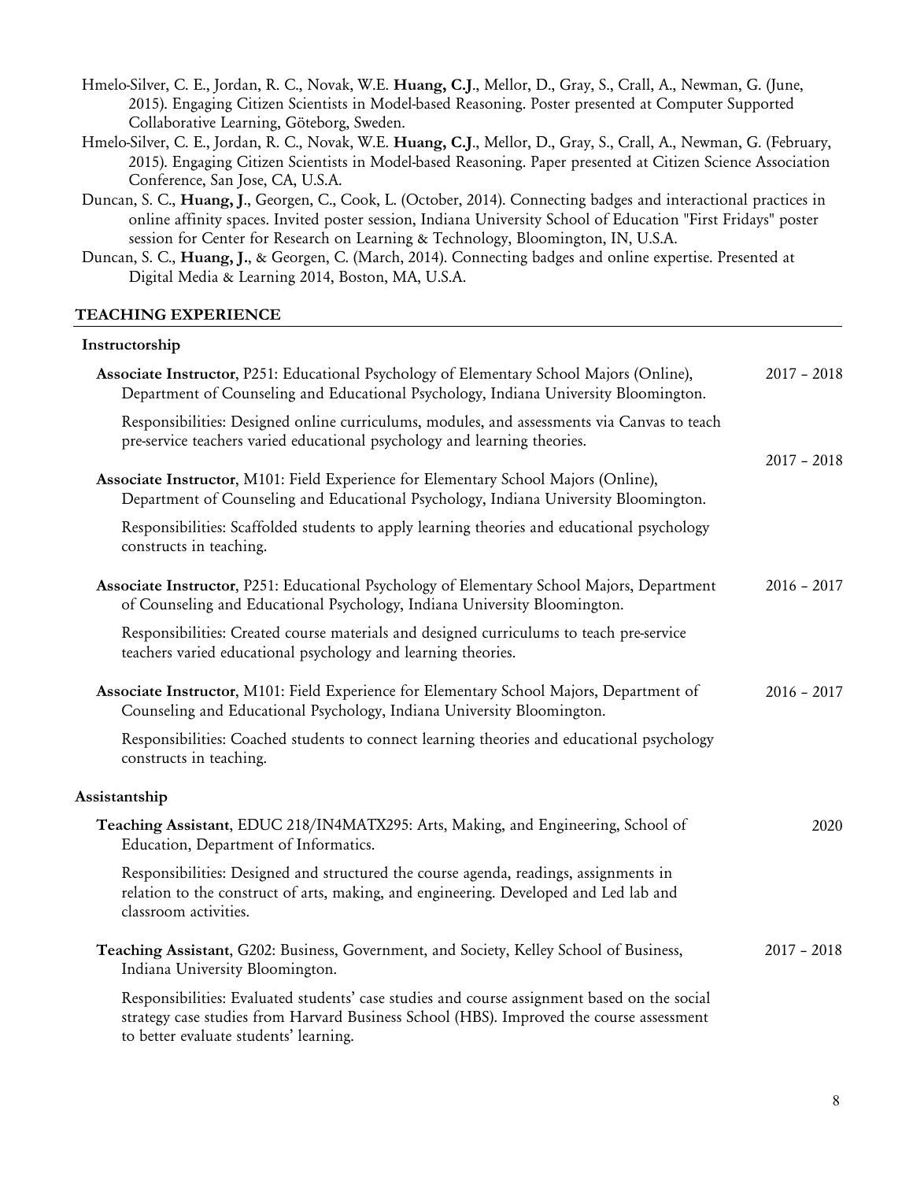Hmelo-Silver, C. E., Jordan, R. C., Novak, W.E. **Huang, C.J**., Mellor, D., Gray, S., Crall, A., Newman, G. (June, 2015). Engaging Citizen Scientists in Model-based Reasoning. Poster presented at Computer Supported Collaborative Learning, Göteborg, Sweden.

Hmelo-Silver, C. E., Jordan, R. C., Novak, W.E. **Huang, C.J**., Mellor, D., Gray, S., Crall, A., Newman, G. (February, 2015). Engaging Citizen Scientists in Model-based Reasoning. Paper presented at Citizen Science Association Conference, San Jose, CA, U.S.A.

Duncan, S. C., **Huang, J**., Georgen, C., Cook, L. (October, 2014). Connecting badges and interactional practices in online affinity spaces. Invited poster session, Indiana University School of Education "First Fridays" poster session for Center for Research on Learning & Technology, Bloomington, IN, U.S.A.

Duncan, S. C., **Huang, J**., & Georgen, C. (March, 2014). Connecting badges and online expertise. Presented at Digital Media & Learning 2014, Boston, MA, U.S.A.

## TEACHING EXPERIENCE

### Instructorship

**Associate Instructor**, P251: Educational Psychology of Elementary School Majors (Online), Department of Counseling and Educational Psychology, Indiana University Bloomington. — 2017 – 2018

Responsibilities: Designed online curriculums, modules, and assessments via Canvas to teach pre-service teachers varied educational psychology and learning theories.

**Associate Instructor**, M101: Field Experience for Elementary School Majors (Online), Department of Counseling and Educational Psychology, Indiana University Bloomington. — 2017 – 2018

Responsibilities: Scaffolded students to apply learning theories and educational psychology constructs in teaching.

**Associate Instructor**, P251: Educational Psychology of Elementary School Majors, Department of Counseling and Educational Psychology, Indiana University Bloomington. — 2016 – 2017

Responsibilities: Created course materials and designed curriculums to teach pre-service teachers varied educational psychology and learning theories.

**Associate Instructor**, M101: Field Experience for Elementary School Majors, Department of Counseling and Educational Psychology, Indiana University Bloomington. — 2016 – 2017

Responsibilities: Coached students to connect learning theories and educational psychology constructs in teaching.

### Assistantship

**Teaching Assistant**, EDUC 218/IN4MATX295: Arts, Making, and Engineering, School of Education, Department of Informatics. — 2020

Responsibilities: Designed and structured the course agenda, readings, assignments in relation to the construct of arts, making, and engineering. Developed and Led lab and classroom activities.

**Teaching Assistant**, G202: Business, Government, and Society, Kelley School of Business, Indiana University Bloomington. — 2017 – 2018

Responsibilities: Evaluated students' case studies and course assignment based on the social strategy case studies from Harvard Business School (HBS). Improved the course assessment to better evaluate students' learning.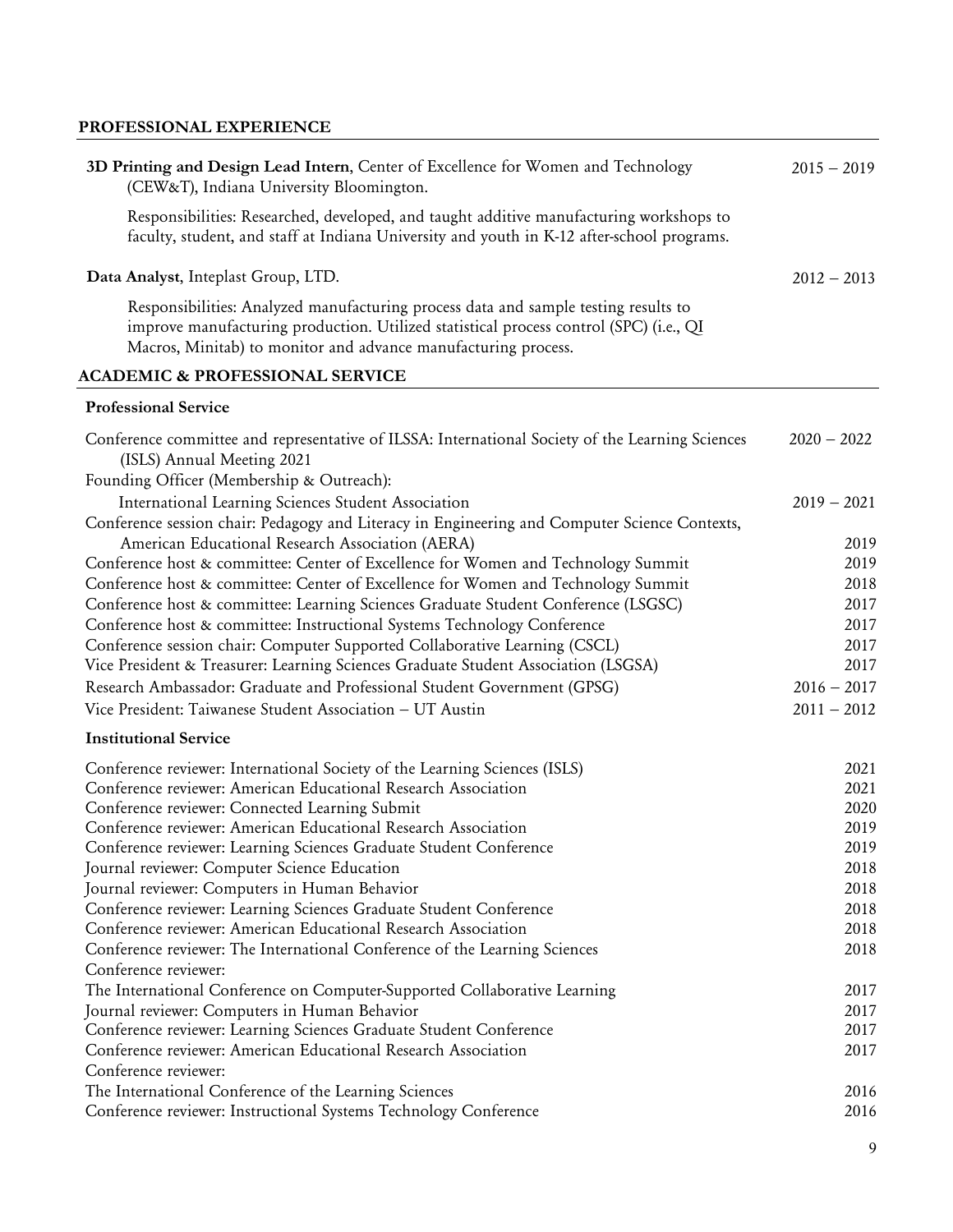## PROFESSIONAL EXPERIENCE

**3D Printing and Design Lead Intern**, Center of Excellence for Women and Technology (CEW&T), Indiana University Bloomington. 2015 – 2019

Responsibilities: Researched, developed, and taught additive manufacturing workshops to faculty, student, and staff at Indiana University and youth in K-12 after-school programs.

**Data Analyst**, Inteplast Group, LTD. 2012 – 2013

Responsibilities: Analyzed manufacturing process data and sample testing results to improve manufacturing production. Utilized statistical process control (SPC) (i.e., QI Macros, Minitab) to monitor and advance manufacturing process.

## ACADEMIC & PROFESSIONAL SERVICE

### Professional Service

| | |
|---|---|
| Conference committee and representative of ILSSA: International Society of the Learning Sciences (ISLS) Annual Meeting 2021 | 2020 – 2022 |
| Founding Officer (Membership & Outreach): International Learning Sciences Student Association | 2019 – 2021 |
| Conference session chair: Pedagogy and Literacy in Engineering and Computer Science Contexts, American Educational Research Association (AERA) | 2019 |
| Conference host & committee: Center of Excellence for Women and Technology Summit | 2019 |
| Conference host & committee: Center of Excellence for Women and Technology Summit | 2018 |
| Conference host & committee: Learning Sciences Graduate Student Conference (LSGSC) | 2017 |
| Conference host & committee: Instructional Systems Technology Conference | 2017 |
| Conference session chair: Computer Supported Collaborative Learning (CSCL) | 2017 |
| Vice President & Treasurer: Learning Sciences Graduate Student Association (LSGSA) | 2017 |
| Research Ambassador: Graduate and Professional Student Government (GPSG) | 2016 – 2017 |
| Vice President: Taiwanese Student Association – UT Austin | 2011 – 2012 |

### Institutional Service

| | |
|---|---|
| Conference reviewer: International Society of the Learning Sciences (ISLS) | 2021 |
| Conference reviewer: American Educational Research Association | 2021 |
| Conference reviewer: Connected Learning Submit | 2020 |
| Conference reviewer: American Educational Research Association | 2019 |
| Conference reviewer: Learning Sciences Graduate Student Conference | 2019 |
| Journal reviewer: Computer Science Education | 2018 |
| Journal reviewer: Computers in Human Behavior | 2018 |
| Conference reviewer: Learning Sciences Graduate Student Conference | 2018 |
| Conference reviewer: American Educational Research Association | 2018 |
| Conference reviewer: The International Conference of the Learning Sciences | 2018 |
| Conference reviewer: The International Conference on Computer-Supported Collaborative Learning | 2017 |
| Journal reviewer: Computers in Human Behavior | 2017 |
| Conference reviewer: Learning Sciences Graduate Student Conference | 2017 |
| Conference reviewer: American Educational Research Association | 2017 |
| Conference reviewer: The International Conference of the Learning Sciences | 2016 |
| Conference reviewer: Instructional Systems Technology Conference | 2016 |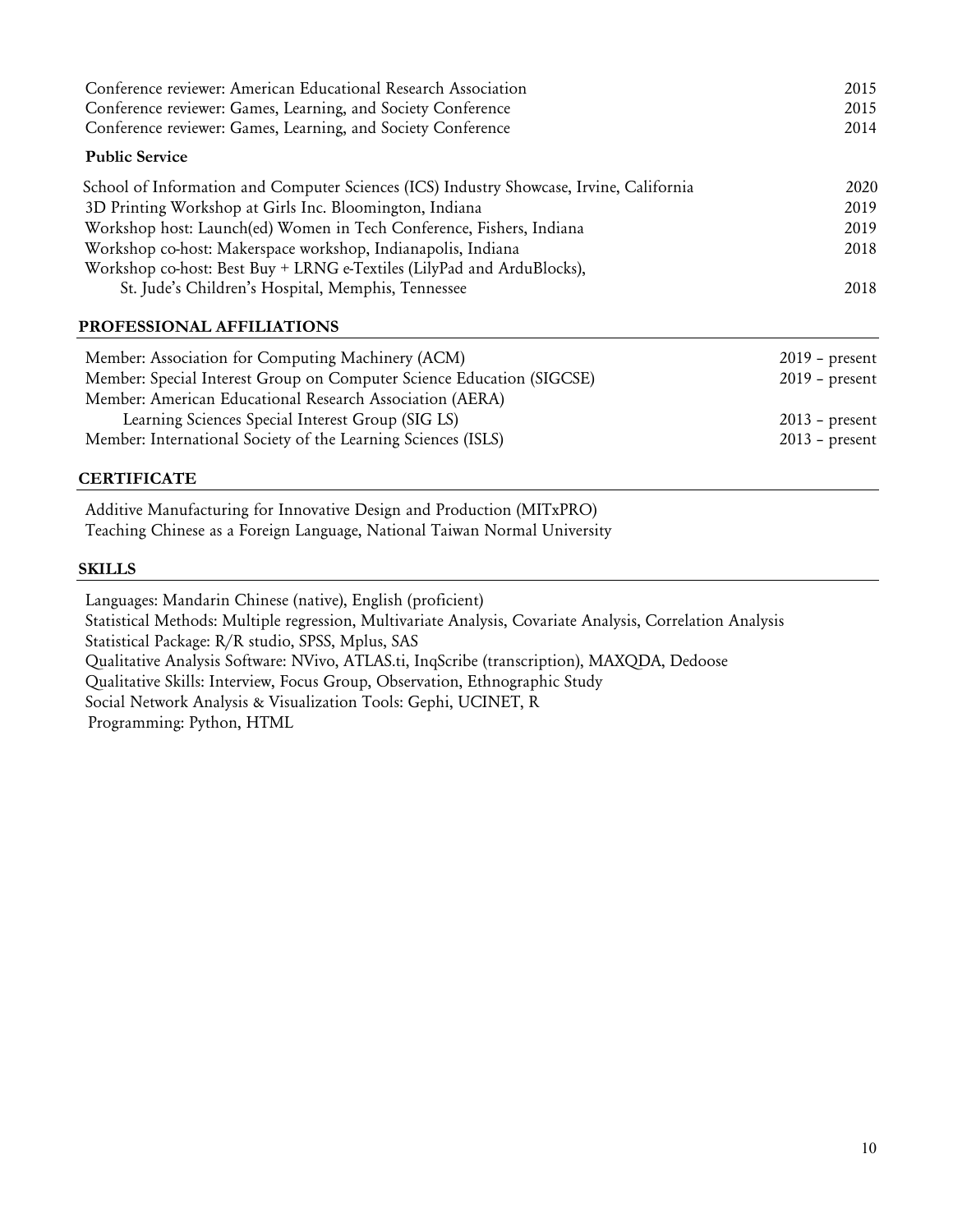Conference reviewer: American Educational Research Association 2015
Conference reviewer: Games, Learning, and Society Conference 2015
Conference reviewer: Games, Learning, and Society Conference 2014

**Public Service**

School of Information and Computer Sciences (ICS) Industry Showcase, Irvine, California 2020
3D Printing Workshop at Girls Inc. Bloomington, Indiana 2019
Workshop host: Launch(ed) Women in Tech Conference, Fishers, Indiana 2019
Workshop co-host: Makerspace workshop, Indianapolis, Indiana 2018
Workshop co-host: Best Buy + LRNG e-Textiles (LilyPad and ArduBlocks),
St. Jude's Children's Hospital, Memphis, Tennessee 2018

## PROFESSIONAL AFFILIATIONS

Member: Association for Computing Machinery (ACM) 2019 – present
Member: Special Interest Group on Computer Science Education (SIGCSE) 2019 – present
Member: American Educational Research Association (AERA)
Learning Sciences Special Interest Group (SIG LS) 2013 – present
Member: International Society of the Learning Sciences (ISLS) 2013 – present

## CERTIFICATE

Additive Manufacturing for Innovative Design and Production (MITxPRO)
Teaching Chinese as a Foreign Language, National Taiwan Normal University

## SKILLS

Languages: Mandarin Chinese (native), English (proficient)
Statistical Methods: Multiple regression, Multivariate Analysis, Covariate Analysis, Correlation Analysis
Statistical Package: R/R studio, SPSS, Mplus, SAS
Qualitative Analysis Software: NVivo, ATLAS.ti, InqScribe (transcription), MAXQDA, Dedoose
Qualitative Skills: Interview, Focus Group, Observation, Ethnographic Study
Social Network Analysis & Visualization Tools: Gephi, UCINET, R
Programming: Python, HTML